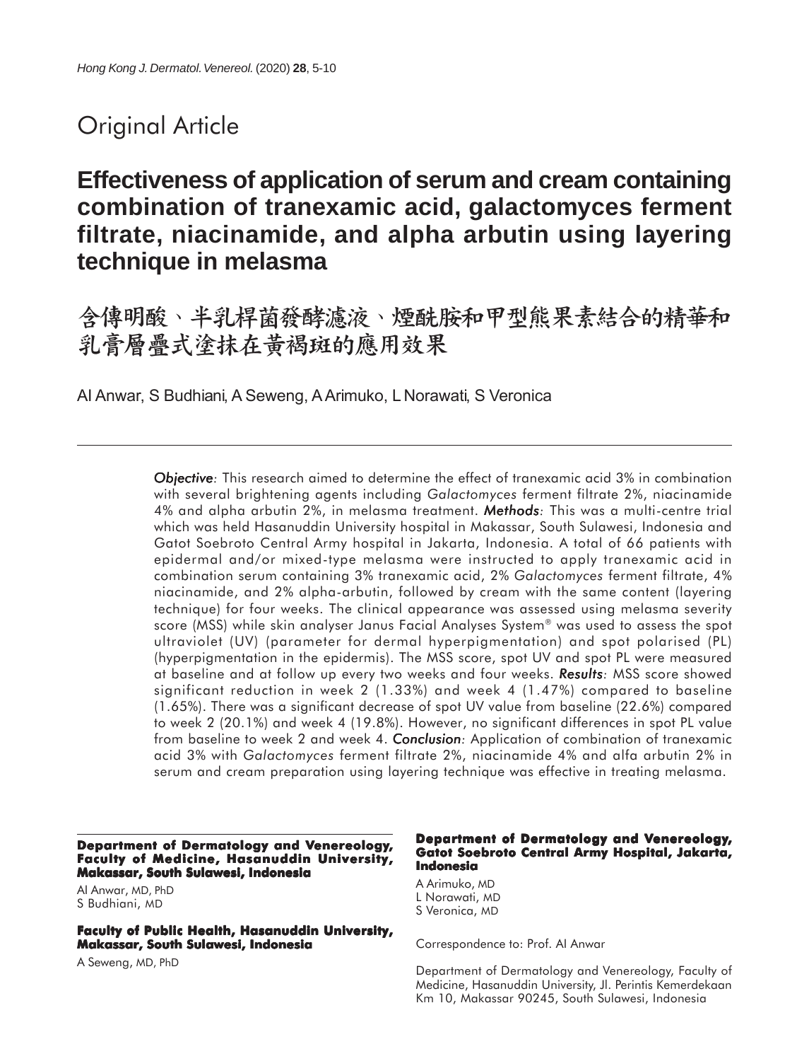## Original Article

# Effectiveness of application of serum and cream containing combination of tranexamic acid, galactomyces ferment filtrate, niacinamide, and alpha arbutin using layering technique in melasma

# 含傳明酸、半乳桿菌發酵濾液、煙酰胺和甲型熊果素結合的精華和乳膏層疊式塗抹在黃褐斑的應用效果

AI Anwar, S Budhiani, A Seweng, A Arimuko, L Norawati, S Veronica

***Objective****:* This research aimed to determine the effect of tranexamic acid 3% in combination with several brightening agents including *Galactomyces* ferment filtrate 2%, niacinamide 4% and alpha arbutin 2%, in melasma treatment. ***Methods****:* This was a multi-centre trial which was held Hasanuddin University hospital in Makassar, South Sulawesi, Indonesia and Gatot Soebroto Central Army hospital in Jakarta, Indonesia. A total of 66 patients with epidermal and/or mixed-type melasma were instructed to apply tranexamic acid in combination serum containing 3% tranexamic acid, 2% *Galactomyces* ferment filtrate, 4% niacinamide, and 2% alpha-arbutin, followed by cream with the same content (layering technique) for four weeks. The clinical appearance was assessed using melasma severity score (MSS) while skin analyser Janus Facial Analyses System® was used to assess the spot ultraviolet (UV) (parameter for dermal hyperpigmentation) and spot polarised (PL) (hyperpigmentation in the epidermis). The MSS score, spot UV and spot PL were measured at baseline and at follow up every two weeks and four weeks. ***Results****:* MSS score showed significant reduction in week 2 (1.33%) and week 4 (1.47%) compared to baseline (1.65%). There was a significant decrease of spot UV value from baseline (22.6%) compared to week 2 (20.1%) and week 4 (19.8%). However, no significant differences in spot PL value from baseline to week 2 and week 4. ***Conclusion****:* Application of combination of tranexamic acid 3% with *Galactomyces* ferment filtrate 2%, niacinamide 4% and alfa arbutin 2% in serum and cream preparation using layering technique was effective in treating melasma.

**Department of Dermatology and Venereology, Faculty of Medicine, Hasanuddin University, Makassar, South Sulawesi, Indonesia**

AI Anwar, MD, PhD
S Budhiani, MD

**Faculty of Public Health, Hasanuddin University, Makassar, South Sulawesi, Indonesia**

A Seweng, MD, PhD

**Department of Dermatology and Venereology, Gatot Soebroto Central Army Hospital, Jakarta, Indonesia**

A Arimuko, MD
L Norawati, MD
S Veronica, MD

Correspondence to: Prof. AI Anwar

Department of Dermatology and Venereology, Faculty of Medicine, Hasanuddin University, Jl. Perintis Kemerdekaan Km 10, Makassar 90245, South Sulawesi, Indonesia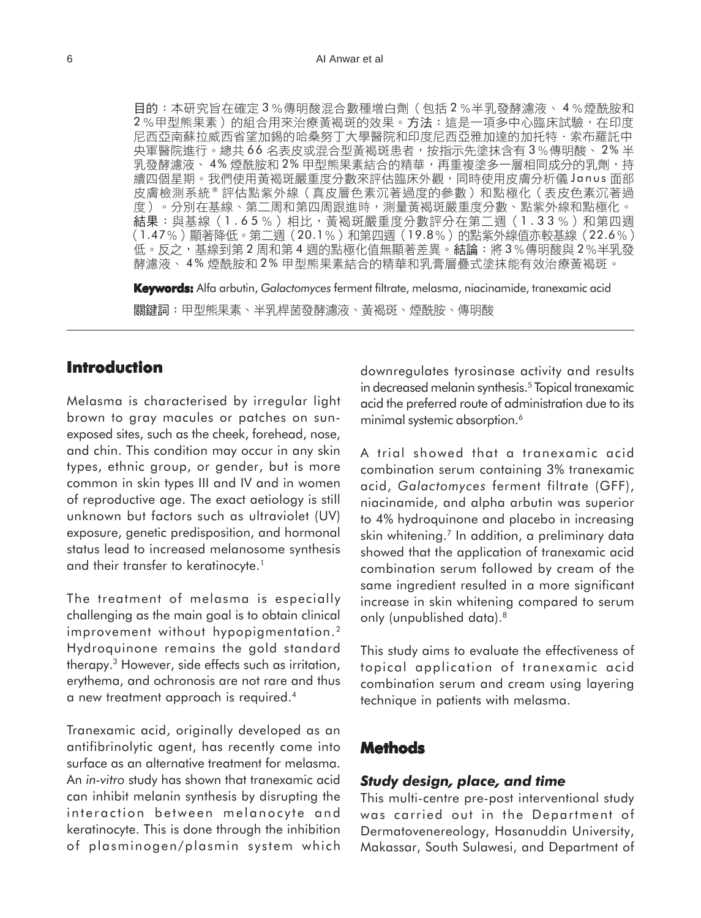**目的**：本研究旨在確定 3%傳明酸混合數種增白劑（包括 2%半乳發酵濾液、4%煙酰胺和 2%甲型熊果素）的組合用來治療黃褐斑的效果。**方法**：這是一項多中心臨床試驗，在印度尼西亞南蘇拉威西省望加錫的哈桑努丁大學醫院和印度尼西亞雅加達的加托特·索布羅託中央軍醫院進行。總共 66 名表皮或混合型黃褐斑患者，按指示先塗抹含有 3%傳明酸、2% 半乳發酵濾液、4% 煙酰胺和 2% 甲型熊果素結合的精華，再重複塗多一層相同成分的乳劑，持續四個星期。我們使用黃褐斑嚴重度分數來評估臨床外觀，同時使用皮膚分析儀 Janus 面部皮膚檢測系統® 評估點紫外線（真皮層色素沉著過度的參數）和點極化（表皮色素沉著過度）。分別在基線、第二周和第四周跟進時，測量黃褐斑嚴重度分數、點紫外線和點極化。**結果**：與基線（1.65%）相比，黃褐斑嚴重度分數評分在第二週（1.33%）和第四週（1.47%）顯著降低。第二週（20.1%）和第四週（19.8%）的點紫外線值亦較基線（22.6%）低。反之，基線到第 2 周和第 4 週的點極化值無顯著差異。**結論**：將 3%傳明酸與 2%半乳發酵濾液、4% 煙酰胺和 2% 甲型熊果素結合的精華和乳膏層疊式塗抹能有效治療黃褐斑。

**Keywords:** Alfa arbutin, *Galactomyces* ferment filtrate, melasma, niacinamide, tranexamic acid

**關鍵詞**：甲型熊果素、半乳桿菌發酵濾液、黃褐斑、煙酰胺、傳明酸

## Introduction

Melasma is characterised by irregular light brown to gray macules or patches on sun-exposed sites, such as the cheek, forehead, nose, and chin. This condition may occur in any skin types, ethnic group, or gender, but is more common in skin types III and IV and in women of reproductive age. The exact aetiology is still unknown but factors such as ultraviolet (UV) exposure, genetic predisposition, and hormonal status lead to increased melanosome synthesis and their transfer to keratinocyte.[1]

The treatment of melasma is especially challenging as the main goal is to obtain clinical improvement without hypopigmentation.[2] Hydroquinone remains the gold standard therapy.[3] However, side effects such as irritation, erythema, and ochronosis are not rare and thus a new treatment approach is required.[4]

Tranexamic acid, originally developed as an antifibrinolytic agent, has recently come into surface as an alternative treatment for melasma. An *in-vitro* study has shown that tranexamic acid can inhibit melanin synthesis by disrupting the interaction between melanocyte and keratinocyte. This is done through the inhibition of plasminogen/plasmin system which downregulates tyrosinase activity and results in decreased melanin synthesis.[5] Topical tranexamic acid the preferred route of administration due to its minimal systemic absorption.[6]

A trial showed that a tranexamic acid combination serum containing 3% tranexamic acid, *Galactomyces* ferment filtrate (GFF), niacinamide, and alpha arbutin was superior to 4% hydroquinone and placebo in increasing skin whitening.[7] In addition, a preliminary data showed that the application of tranexamic acid combination serum followed by cream of the same ingredient resulted in a more significant increase in skin whitening compared to serum only (unpublished data).[8]

This study aims to evaluate the effectiveness of topical application of tranexamic acid combination serum and cream using layering technique in patients with melasma.

## Methods

### *Study design, place, and time*

This multi-centre pre-post interventional study was carried out in the Department of Dermatovenereology, Hasanuddin University, Makassar, South Sulawesi, and Department of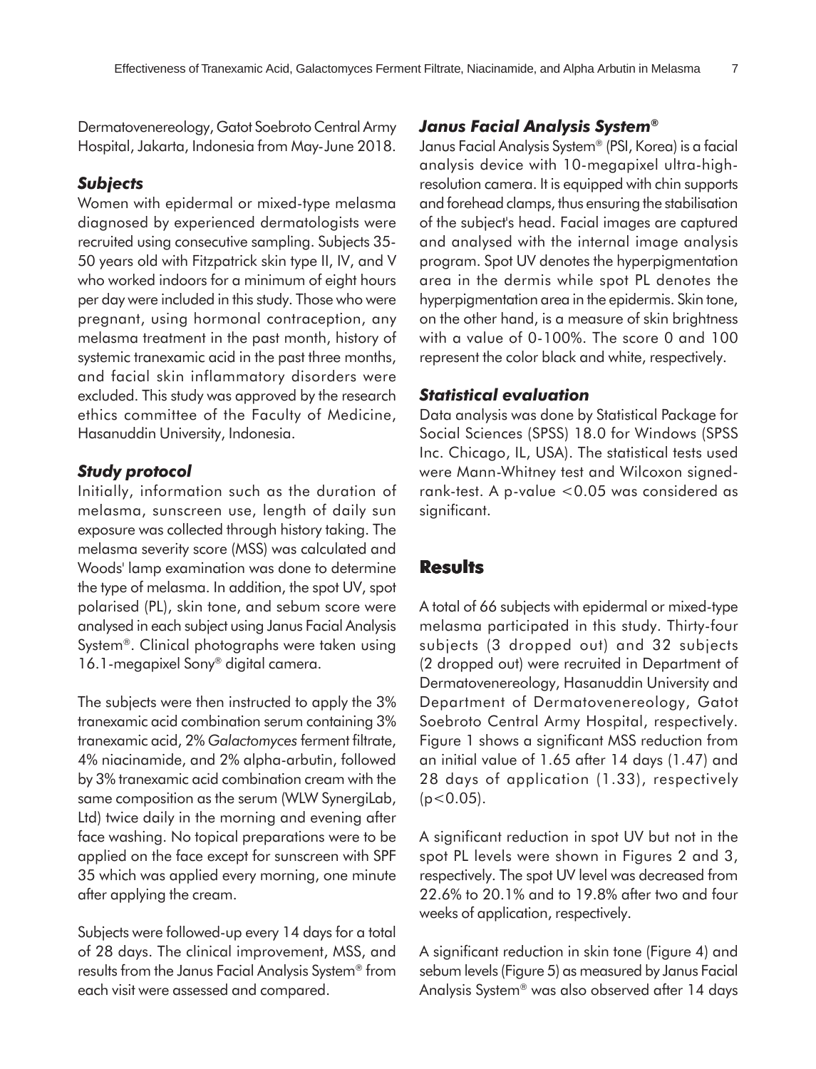Dermatovenereology, Gatot Soebroto Central Army Hospital, Jakarta, Indonesia from May-June 2018.

### *Subjects*

Women with epidermal or mixed-type melasma diagnosed by experienced dermatologists were recruited using consecutive sampling. Subjects 35-50 years old with Fitzpatrick skin type II, IV, and V who worked indoors for a minimum of eight hours per day were included in this study. Those who were pregnant, using hormonal contraception, any melasma treatment in the past month, history of systemic tranexamic acid in the past three months, and facial skin inflammatory disorders were excluded. This study was approved by the research ethics committee of the Faculty of Medicine, Hasanuddin University, Indonesia.

### *Study protocol*

Initially, information such as the duration of melasma, sunscreen use, length of daily sun exposure was collected through history taking. The melasma severity score (MSS) was calculated and Woods' lamp examination was done to determine the type of melasma. In addition, the spot UV, spot polarised (PL), skin tone, and sebum score were analysed in each subject using Janus Facial Analysis System®. Clinical photographs were taken using 16.1-megapixel Sony® digital camera.

The subjects were then instructed to apply the 3% tranexamic acid combination serum containing 3% tranexamic acid, 2% *Galactomyces* ferment filtrate, 4% niacinamide, and 2% alpha-arbutin, followed by 3% tranexamic acid combination cream with the same composition as the serum (WLW SynergiLab, Ltd) twice daily in the morning and evening after face washing. No topical preparations were to be applied on the face except for sunscreen with SPF 35 which was applied every morning, one minute after applying the cream.

Subjects were followed-up every 14 days for a total of 28 days. The clinical improvement, MSS, and results from the Janus Facial Analysis System® from each visit were assessed and compared.

### *Janus Facial Analysis System®*

Janus Facial Analysis System® (PSI, Korea) is a facial analysis device with 10-megapixel ultra-high-resolution camera. It is equipped with chin supports and forehead clamps, thus ensuring the stabilisation of the subject's head. Facial images are captured and analysed with the internal image analysis program. Spot UV denotes the hyperpigmentation area in the dermis while spot PL denotes the hyperpigmentation area in the epidermis. Skin tone, on the other hand, is a measure of skin brightness with a value of 0-100%. The score 0 and 100 represent the color black and white, respectively.

### *Statistical evaluation*

Data analysis was done by Statistical Package for Social Sciences (SPSS) 18.0 for Windows (SPSS Inc. Chicago, IL, USA). The statistical tests used were Mann-Whitney test and Wilcoxon signed-rank-test. A p-value $<0.05$ was considered as significant.

## Results

A total of 66 subjects with epidermal or mixed-type melasma participated in this study. Thirty-four subjects (3 dropped out) and 32 subjects (2 dropped out) were recruited in Department of Dermatovenereology, Hasanuddin University and Department of Dermatovenereology, Gatot Soebroto Central Army Hospital, respectively. Figure 1 shows a significant MSS reduction from an initial value of 1.65 after 14 days (1.47) and 28 days of application (1.33), respectively ($p<0.05$).

A significant reduction in spot UV but not in the spot PL levels were shown in Figures 2 and 3, respectively. The spot UV level was decreased from 22.6% to 20.1% and to 19.8% after two and four weeks of application, respectively.

A significant reduction in skin tone (Figure 4) and sebum levels (Figure 5) as measured by Janus Facial Analysis System® was also observed after 14 days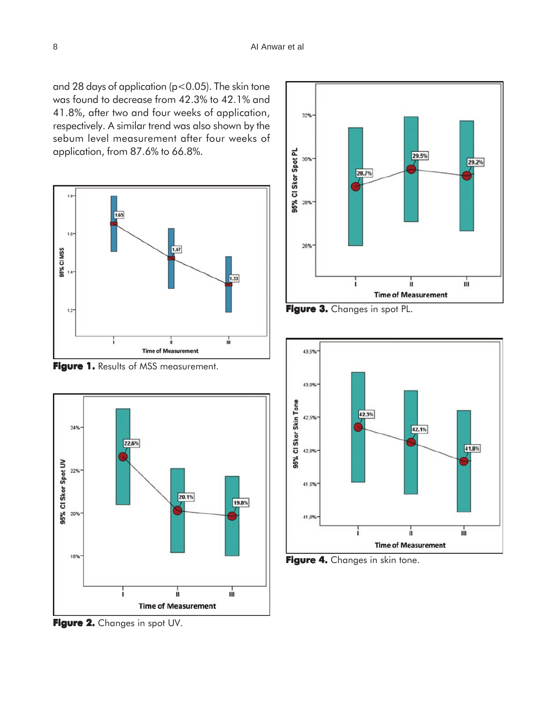and 28 days of application ($p<0.05$). The skin tone was found to decrease from 42.3% to 42.1% and 41.8%, after two and four weeks of application, respectively. A similar trend was also shown by the sebum level measurement after four weeks of application, from 87.6% to 66.8%.

**Figure 1.** Results of MSS measurement.

**Figure 2.** Changes in spot UV.

**Figure 3.** Changes in spot PL.

**Figure 4.** Changes in skin tone.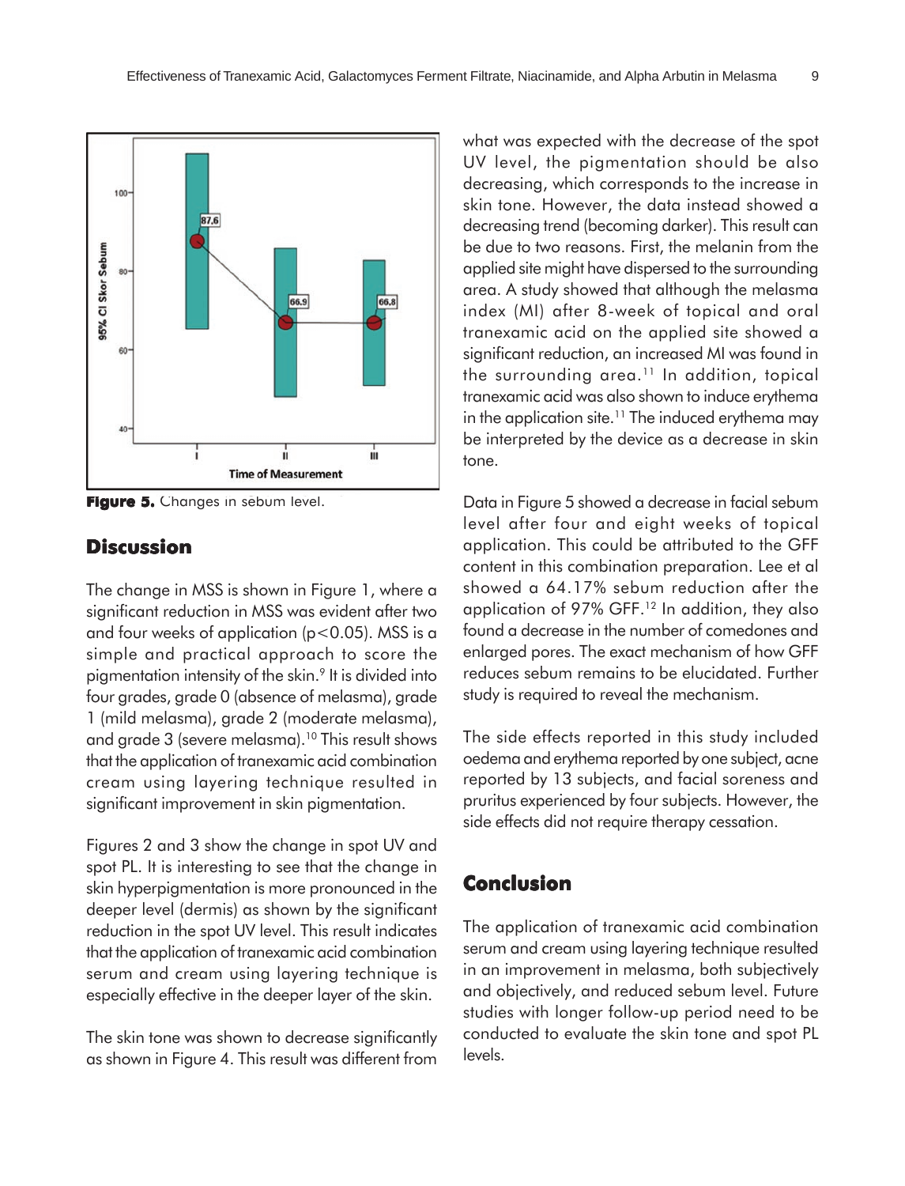Figure 5. Changes in sebum level.

## Discussion

The change in MSS is shown in Figure 1, where a significant reduction in MSS was evident after two and four weeks of application ($p<0.05$). MSS is a simple and practical approach to score the pigmentation intensity of the skin.[9] It is divided into four grades, grade 0 (absence of melasma), grade 1 (mild melasma), grade 2 (moderate melasma), and grade 3 (severe melasma).[10] This result shows that the application of tranexamic acid combination cream using layering technique resulted in significant improvement in skin pigmentation.

Figures 2 and 3 show the change in spot UV and spot PL. It is interesting to see that the change in skin hyperpigmentation is more pronounced in the deeper level (dermis) as shown by the significant reduction in the spot UV level. This result indicates that the application of tranexamic acid combination serum and cream using layering technique is especially effective in the deeper layer of the skin.

The skin tone was shown to decrease significantly as shown in Figure 4. This result was different from what was expected with the decrease of the spot UV level, the pigmentation should be also decreasing, which corresponds to the increase in skin tone. However, the data instead showed a decreasing trend (becoming darker). This result can be due to two reasons. First, the melanin from the applied site might have dispersed to the surrounding area. A study showed that although the melasma index (MI) after 8-week of topical and oral tranexamic acid on the applied site showed a significant reduction, an increased MI was found in the surrounding area.[11] In addition, topical tranexamic acid was also shown to induce erythema in the application site.[11] The induced erythema may be interpreted by the device as a decrease in skin tone.

Data in Figure 5 showed a decrease in facial sebum level after four and eight weeks of topical application. This could be attributed to the GFF content in this combination preparation. Lee et al showed a 64.17% sebum reduction after the application of 97% GFF.[12] In addition, they also found a decrease in the number of comedones and enlarged pores. The exact mechanism of how GFF reduces sebum remains to be elucidated. Further study is required to reveal the mechanism.

The side effects reported in this study included oedema and erythema reported by one subject, acne reported by 13 subjects, and facial soreness and pruritus experienced by four subjects. However, the side effects did not require therapy cessation.

## Conclusion

The application of tranexamic acid combination serum and cream using layering technique resulted in an improvement in melasma, both subjectively and objectively, and reduced sebum level. Future studies with longer follow-up period need to be conducted to evaluate the skin tone and spot PL levels.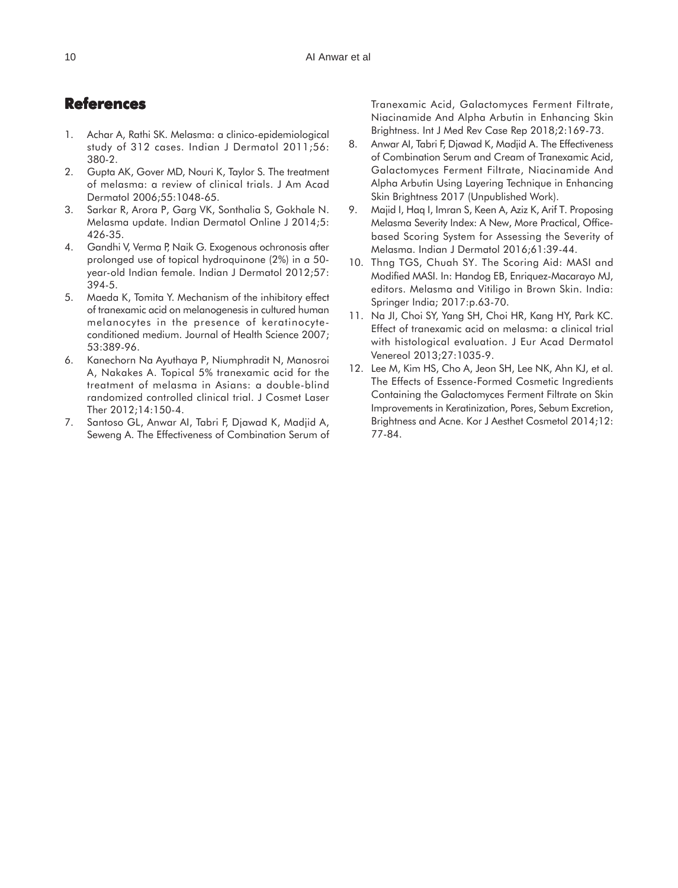## References

1. Achar A, Rathi SK. Melasma: a clinico-epidemiological study of 312 cases. Indian J Dermatol 2011;56: 380-2.
2. Gupta AK, Gover MD, Nouri K, Taylor S. The treatment of melasma: a review of clinical trials. J Am Acad Dermatol 2006;55:1048-65.
3. Sarkar R, Arora P, Garg VK, Sonthalia S, Gokhale N. Melasma update. Indian Dermatol Online J 2014;5: 426-35.
4. Gandhi V, Verma P, Naik G. Exogenous ochronosis after prolonged use of topical hydroquinone (2%) in a 50-year-old Indian female. Indian J Dermatol 2012;57: 394-5.
5. Maeda K, Tomita Y. Mechanism of the inhibitory effect of tranexamic acid on melanogenesis in cultured human melanocytes in the presence of keratinocyte-conditioned medium. Journal of Health Science 2007; 53:389-96.
6. Kanechorn Na Ayuthaya P, Niumphradit N, Manosroi A, Nakakes A. Topical 5% tranexamic acid for the treatment of melasma in Asians: a double-blind randomized controlled clinical trial. J Cosmet Laser Ther 2012;14:150-4.
7. Santoso GL, Anwar AI, Tabri F, Djawad K, Madjid A, Seweng A. The Effectiveness of Combination Serum of Tranexamic Acid, Galactomyces Ferment Filtrate, Niacinamide And Alpha Arbutin in Enhancing Skin Brightness. Int J Med Rev Case Rep 2018;2:169-73.
8. Anwar AI, Tabri F, Djawad K, Madjid A. The Effectiveness of Combination Serum and Cream of Tranexamic Acid, Galactomyces Ferment Filtrate, Niacinamide And Alpha Arbutin Using Layering Technique in Enhancing Skin Brightness 2017 (Unpublished Work).
9. Majid I, Haq I, Imran S, Keen A, Aziz K, Arif T. Proposing Melasma Severity Index: A New, More Practical, Office-based Scoring System for Assessing the Severity of Melasma. Indian J Dermatol 2016;61:39-44.
10. Thng TGS, Chuah SY. The Scoring Aid: MASI and Modified MASI. In: Handog EB, Enriquez-Macarayo MJ, editors. Melasma and Vitiligo in Brown Skin. India: Springer India; 2017:p.63-70.
11. Na JI, Choi SY, Yang SH, Choi HR, Kang HY, Park KC. Effect of tranexamic acid on melasma: a clinical trial with histological evaluation. J Eur Acad Dermatol Venereol 2013;27:1035-9.
12. Lee M, Kim HS, Cho A, Jeon SH, Lee NK, Ahn KJ, et al. The Effects of Essence-Formed Cosmetic Ingredients Containing the Galactomyces Ferment Filtrate on Skin Improvements in Keratinization, Pores, Sebum Excretion, Brightness and Acne. Kor J Aesthet Cosmetol 2014;12: 77-84.